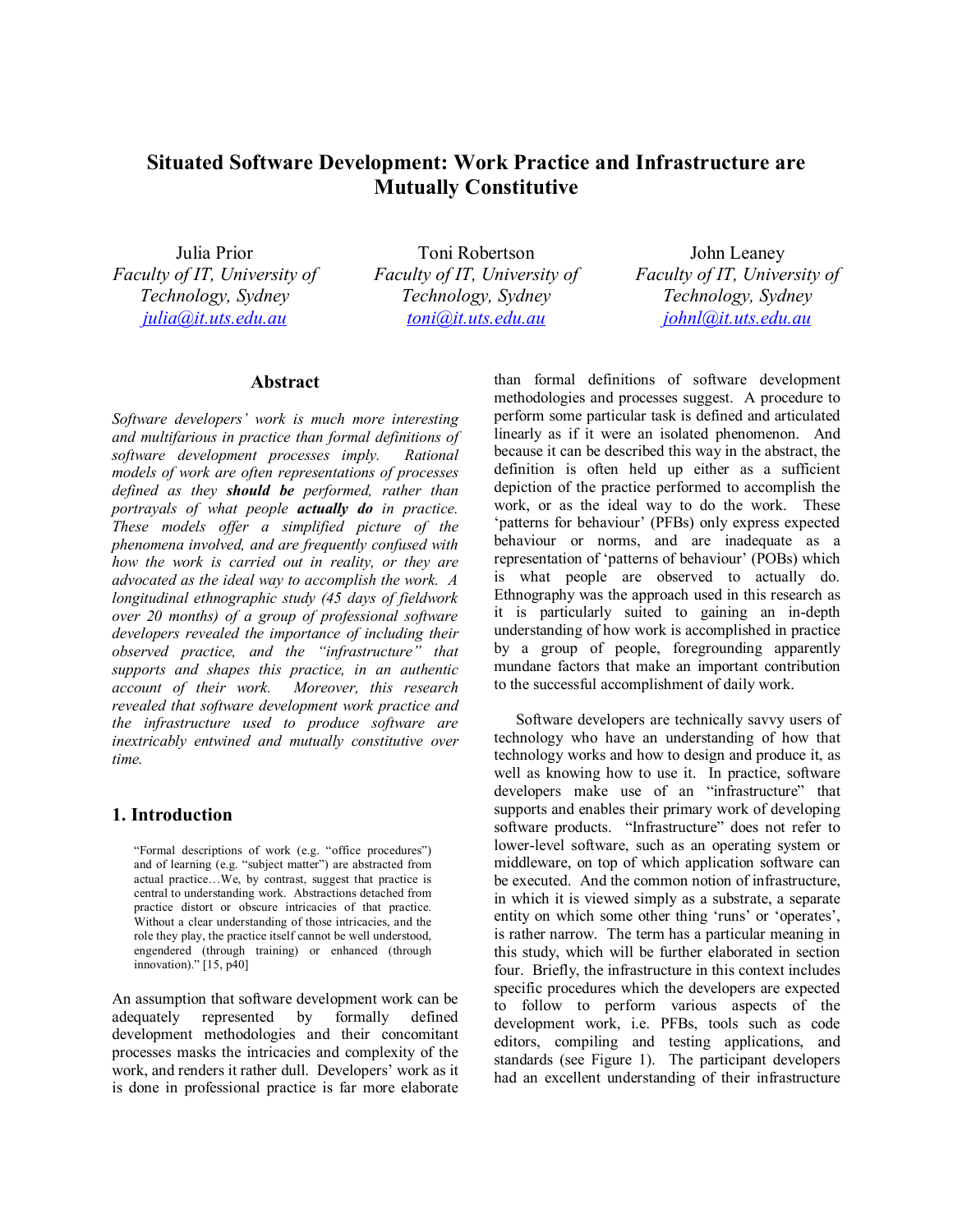# Situated Software Development: Work Practice and Infrastructure are Mutually Constitutive

Julia Prior
*Faculty of IT, University of Technology, Sydney*
julia@it.uts.edu.au

Toni Robertson
*Faculty of IT, University of Technology, Sydney*
toni@it.uts.edu.au

John Leaney
*Faculty of IT, University of Technology, Sydney*
johnl@it.uts.edu.au

## Abstract

*Software developers' work is much more interesting and multifarious in practice than formal definitions of software development processes imply. Rational models of work are often representations of processes defined as they* ***should be*** *performed, rather than portrayals of what people* ***actually do*** *in practice. These models offer a simplified picture of the phenomena involved, and are frequently confused with how the work is carried out in reality, or they are advocated as the ideal way to accomplish the work. A longitudinal ethnographic study (45 days of fieldwork over 20 months) of a group of professional software developers revealed the importance of including their observed practice, and the "infrastructure" that supports and shapes this practice, in an authentic account of their work. Moreover, this research revealed that software development work practice and the infrastructure used to produce software are inextricably entwined and mutually constitutive over time.*

## 1. Introduction

> "Formal descriptions of work (e.g. "office procedures") and of learning (e.g. "subject matter") are abstracted from actual practice…We, by contrast, suggest that practice is central to understanding work. Abstractions detached from practice distort or obscure intricacies of that practice. Without a clear understanding of those intricacies, and the role they play, the practice itself cannot be well understood, engendered (through training) or enhanced (through innovation)." [15, p40]

An assumption that software development work can be adequately represented by formally defined development methodologies and their concomitant processes masks the intricacies and complexity of the work, and renders it rather dull. Developers' work as it is done in professional practice is far more elaborate than formal definitions of software development methodologies and processes suggest. A procedure to perform some particular task is defined and articulated linearly as if it were an isolated phenomenon. And because it can be described this way in the abstract, the definition is often held up either as a sufficient depiction of the practice performed to accomplish the work, or as the ideal way to do the work. These 'patterns for behaviour' (PFBs) only express expected behaviour or norms, and are inadequate as a representation of 'patterns of behaviour' (POBs) which is what people are observed to actually do. Ethnography was the approach used in this research as it is particularly suited to gaining an in-depth understanding of how work is accomplished in practice by a group of people, foregrounding apparently mundane factors that make an important contribution to the successful accomplishment of daily work.

Software developers are technically savvy users of technology who have an understanding of how that technology works and how to design and produce it, as well as knowing how to use it. In practice, software developers make use of an "infrastructure" that supports and enables their primary work of developing software products. "Infrastructure" does not refer to lower-level software, such as an operating system or middleware, on top of which application software can be executed. And the common notion of infrastructure, in which it is viewed simply as a substrate, a separate entity on which some other thing 'runs' or 'operates', is rather narrow. The term has a particular meaning in this study, which will be further elaborated in section four. Briefly, the infrastructure in this context includes specific procedures which the developers are expected to follow to perform various aspects of the development work, i.e. PFBs, tools such as code editors, compiling and testing applications, and standards (see Figure 1). The participant developers had an excellent understanding of their infrastructure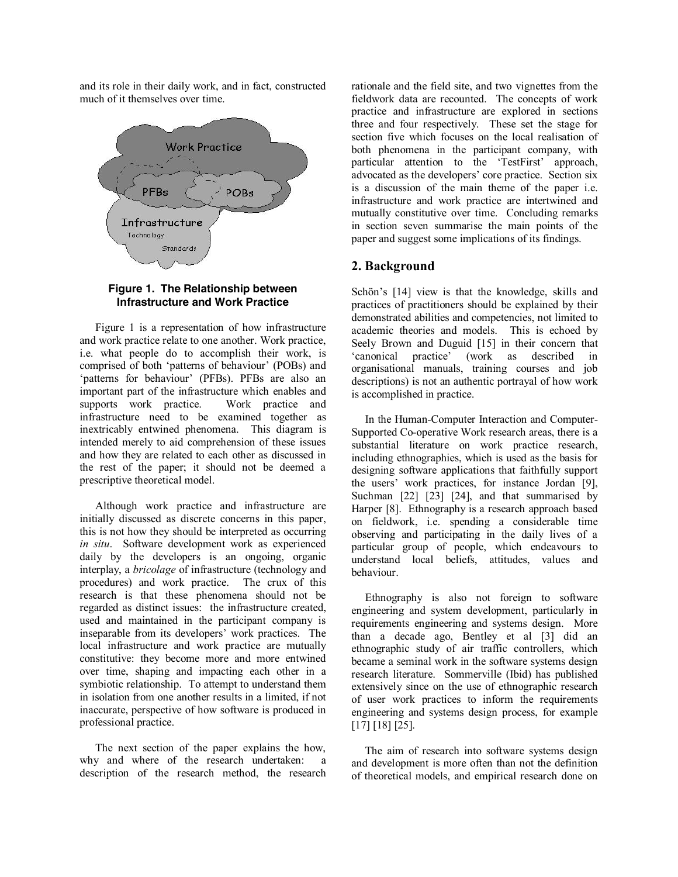and its role in their daily work, and in fact, constructed much of it themselves over time.

**Figure 1. The Relationship between Infrastructure and Work Practice**

Figure 1 is a representation of how infrastructure and work practice relate to one another. Work practice, i.e. what people do to accomplish their work, is comprised of both 'patterns of behaviour' (POBs) and 'patterns for behaviour' (PFBs). PFBs are also an important part of the infrastructure which enables and supports work practice. Work practice and infrastructure need to be examined together as inextricably entwined phenomena. This diagram is intended merely to aid comprehension of these issues and how they are related to each other as discussed in the rest of the paper; it should not be deemed a prescriptive theoretical model.

Although work practice and infrastructure are initially discussed as discrete concerns in this paper, this is not how they should be interpreted as occurring *in situ*. Software development work as experienced daily by the developers is an ongoing, organic interplay, a *bricolage* of infrastructure (technology and procedures) and work practice. The crux of this research is that these phenomena should not be regarded as distinct issues: the infrastructure created, used and maintained in the participant company is inseparable from its developers' work practices. The local infrastructure and work practice are mutually constitutive: they become more and more entwined over time, shaping and impacting each other in a symbiotic relationship. To attempt to understand them in isolation from one another results in a limited, if not inaccurate, perspective of how software is produced in professional practice.

The next section of the paper explains the how, why and where of the research undertaken: a description of the research method, the research rationale and the field site, and two vignettes from the fieldwork data are recounted. The concepts of work practice and infrastructure are explored in sections three and four respectively. These set the stage for section five which focuses on the local realisation of both phenomena in the participant company, with particular attention to the 'TestFirst' approach, advocated as the developers' core practice. Section six is a discussion of the main theme of the paper i.e. infrastructure and work practice are intertwined and mutually constitutive over time. Concluding remarks in section seven summarise the main points of the paper and suggest some implications of its findings.

## 2. Background

Schön's [14] view is that the knowledge, skills and practices of practitioners should be explained by their demonstrated abilities and competencies, not limited to academic theories and models. This is echoed by Seely Brown and Duguid [15] in their concern that 'canonical practice' (work as described in organisational manuals, training courses and job descriptions) is not an authentic portrayal of how work is accomplished in practice.

In the Human-Computer Interaction and Computer-Supported Co-operative Work research areas, there is a substantial literature on work practice research, including ethnographies, which is used as the basis for designing software applications that faithfully support the users' work practices, for instance Jordan [9], Suchman [22] [23] [24], and that summarised by Harper [8]. Ethnography is a research approach based on fieldwork, i.e. spending a considerable time observing and participating in the daily lives of a particular group of people, which endeavours to understand local beliefs, attitudes, values and behaviour.

Ethnography is also not foreign to software engineering and system development, particularly in requirements engineering and systems design. More than a decade ago, Bentley et al [3] did an ethnographic study of air traffic controllers, which became a seminal work in the software systems design research literature. Sommerville (Ibid) has published extensively since on the use of ethnographic research of user work practices to inform the requirements engineering and systems design process, for example [17] [18] [25].

The aim of research into software systems design and development is more often than not the definition of theoretical models, and empirical research done on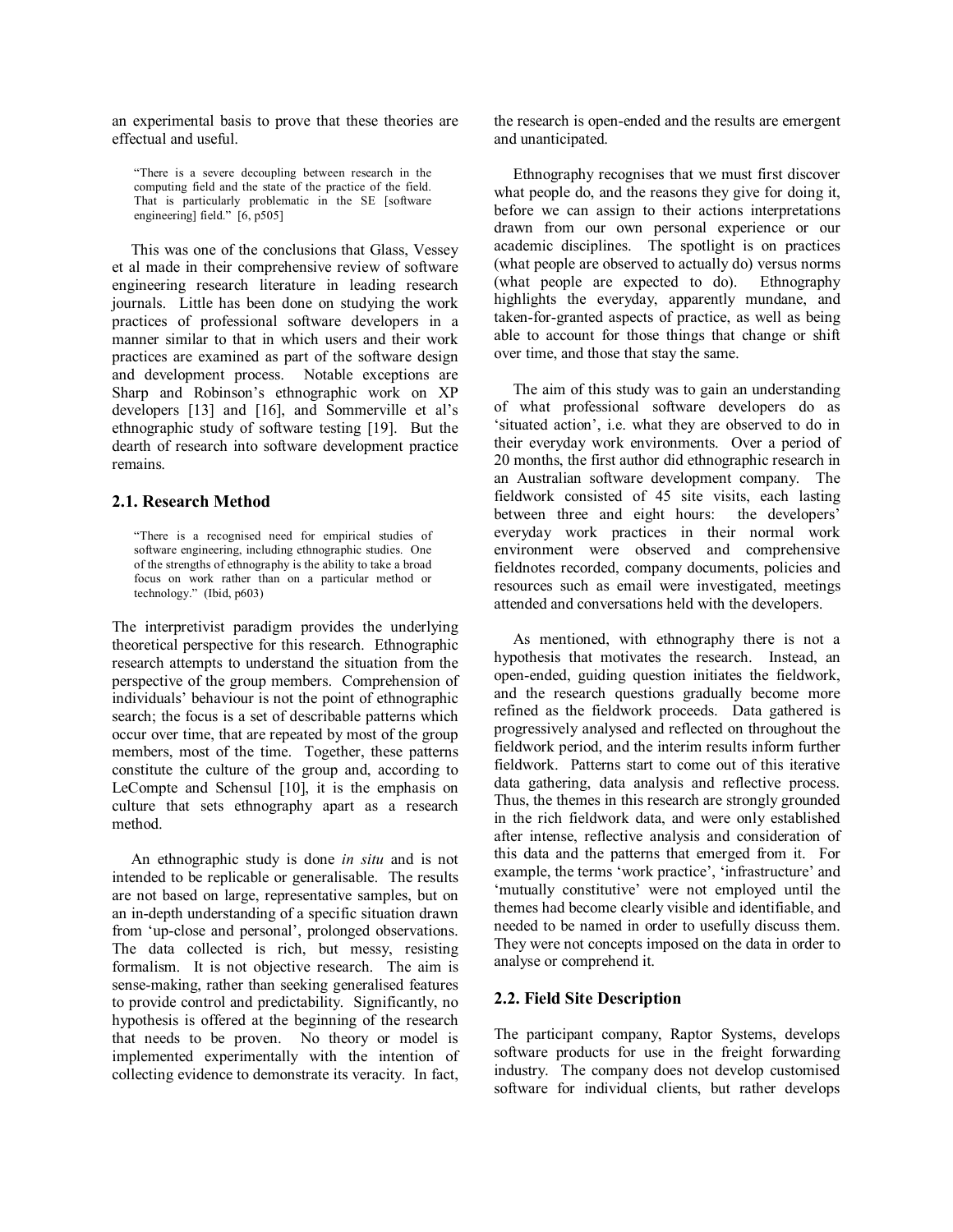an experimental basis to prove that these theories are effectual and useful.

> "There is a severe decoupling between research in the computing field and the state of the practice of the field. That is particularly problematic in the SE [software engineering] field." [6, p505]

This was one of the conclusions that Glass, Vessey et al made in their comprehensive review of software engineering research literature in leading research journals. Little has been done on studying the work practices of professional software developers in a manner similar to that in which users and their work practices are examined as part of the software design and development process. Notable exceptions are Sharp and Robinson's ethnographic work on XP developers [13] and [16], and Sommerville et al's ethnographic study of software testing [19]. But the dearth of research into software development practice remains.

## 2.1. Research Method

> "There is a recognised need for empirical studies of software engineering, including ethnographic studies. One of the strengths of ethnography is the ability to take a broad focus on work rather than on a particular method or technology." (Ibid, p603)

The interpretivist paradigm provides the underlying theoretical perspective for this research. Ethnographic research attempts to understand the situation from the perspective of the group members. Comprehension of individuals' behaviour is not the point of ethnographic search; the focus is a set of describable patterns which occur over time, that are repeated by most of the group members, most of the time. Together, these patterns constitute the culture of the group and, according to LeCompte and Schensul [10], it is the emphasis on culture that sets ethnography apart as a research method.

An ethnographic study is done *in situ* and is not intended to be replicable or generalisable. The results are not based on large, representative samples, but on an in-depth understanding of a specific situation drawn from 'up-close and personal', prolonged observations. The data collected is rich, but messy, resisting formalism. It is not objective research. The aim is sense-making, rather than seeking generalised features to provide control and predictability. Significantly, no hypothesis is offered at the beginning of the research that needs to be proven. No theory or model is implemented experimentally with the intention of collecting evidence to demonstrate its veracity. In fact, the research is open-ended and the results are emergent and unanticipated.

Ethnography recognises that we must first discover what people do, and the reasons they give for doing it, before we can assign to their actions interpretations drawn from our own personal experience or our academic disciplines. The spotlight is on practices (what people are observed to actually do) versus norms (what people are expected to do). Ethnography highlights the everyday, apparently mundane, and taken-for-granted aspects of practice, as well as being able to account for those things that change or shift over time, and those that stay the same.

The aim of this study was to gain an understanding of what professional software developers do as 'situated action', i.e. what they are observed to do in their everyday work environments. Over a period of 20 months, the first author did ethnographic research in an Australian software development company. The fieldwork consisted of 45 site visits, each lasting between three and eight hours: the developers' everyday work practices in their normal work environment were observed and comprehensive fieldnotes recorded, company documents, policies and resources such as email were investigated, meetings attended and conversations held with the developers.

As mentioned, with ethnography there is not a hypothesis that motivates the research. Instead, an open-ended, guiding question initiates the fieldwork, and the research questions gradually become more refined as the fieldwork proceeds. Data gathered is progressively analysed and reflected on throughout the fieldwork period, and the interim results inform further fieldwork. Patterns start to come out of this iterative data gathering, data analysis and reflective process. Thus, the themes in this research are strongly grounded in the rich fieldwork data, and were only established after intense, reflective analysis and consideration of this data and the patterns that emerged from it. For example, the terms 'work practice', 'infrastructure' and 'mutually constitutive' were not employed until the themes had become clearly visible and identifiable, and needed to be named in order to usefully discuss them. They were not concepts imposed on the data in order to analyse or comprehend it.

## 2.2. Field Site Description

The participant company, Raptor Systems, develops software products for use in the freight forwarding industry. The company does not develop customised software for individual clients, but rather develops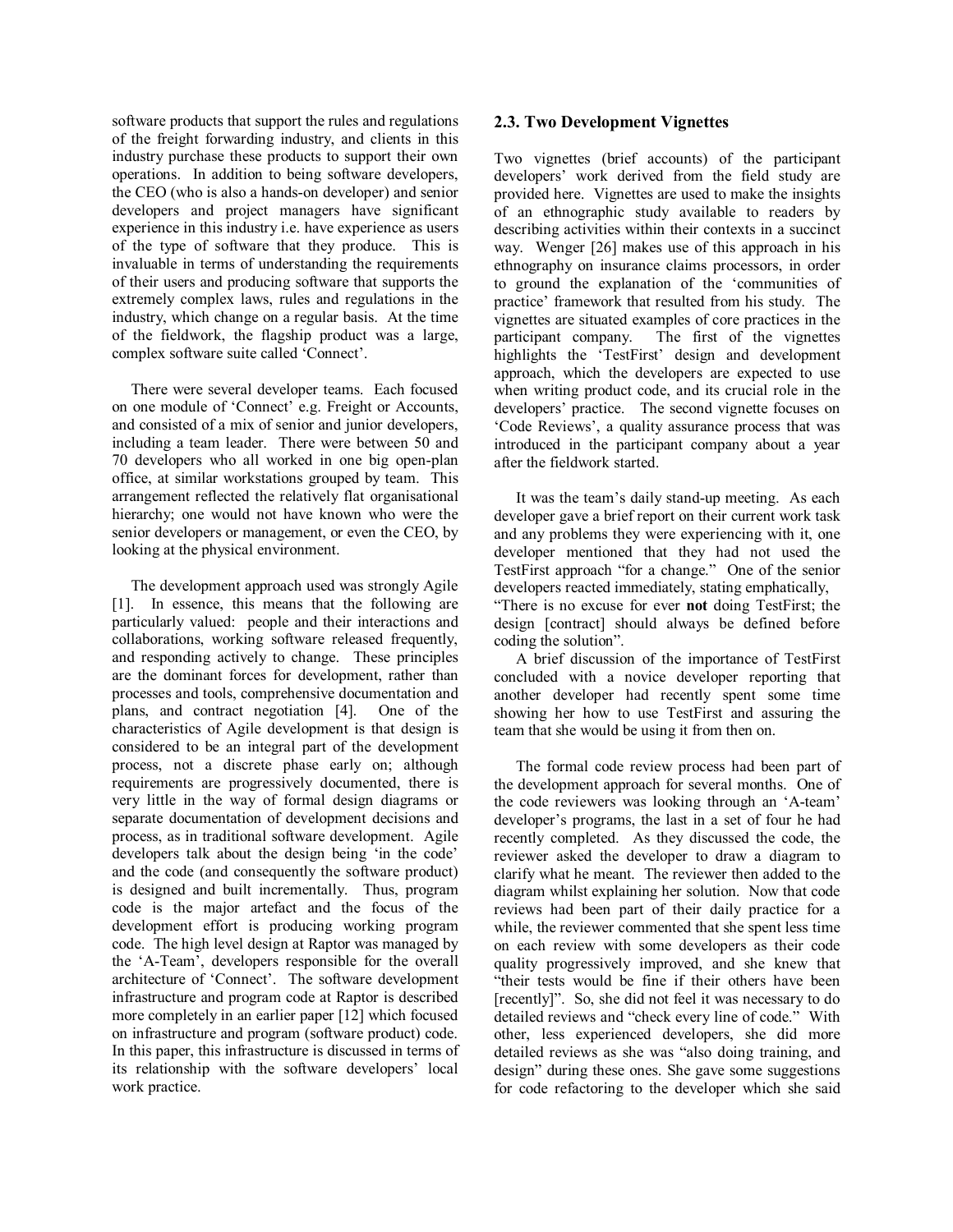software products that support the rules and regulations of the freight forwarding industry, and clients in this industry purchase these products to support their own operations. In addition to being software developers, the CEO (who is also a hands-on developer) and senior developers and project managers have significant experience in this industry i.e. have experience as users of the type of software that they produce. This is invaluable in terms of understanding the requirements of their users and producing software that supports the extremely complex laws, rules and regulations in the industry, which change on a regular basis. At the time of the fieldwork, the flagship product was a large, complex software suite called 'Connect'.

There were several developer teams. Each focused on one module of 'Connect' e.g. Freight or Accounts, and consisted of a mix of senior and junior developers, including a team leader. There were between 50 and 70 developers who all worked in one big open-plan office, at similar workstations grouped by team. This arrangement reflected the relatively flat organisational hierarchy; one would not have known who were the senior developers or management, or even the CEO, by looking at the physical environment.

The development approach used was strongly Agile [1]. In essence, this means that the following are particularly valued: people and their interactions and collaborations, working software released frequently, and responding actively to change. These principles are the dominant forces for development, rather than processes and tools, comprehensive documentation and plans, and contract negotiation [4]. One of the characteristics of Agile development is that design is considered to be an integral part of the development process, not a discrete phase early on; although requirements are progressively documented, there is very little in the way of formal design diagrams or separate documentation of development decisions and process, as in traditional software development. Agile developers talk about the design being 'in the code' and the code (and consequently the software product) is designed and built incrementally. Thus, program code is the major artefact and the focus of the development effort is producing working program code. The high level design at Raptor was managed by the 'A-Team', developers responsible for the overall architecture of 'Connect'. The software development infrastructure and program code at Raptor is described more completely in an earlier paper [12] which focused on infrastructure and program (software product) code. In this paper, this infrastructure is discussed in terms of its relationship with the software developers' local work practice.

## 2.3. Two Development Vignettes

Two vignettes (brief accounts) of the participant developers' work derived from the field study are provided here. Vignettes are used to make the insights of an ethnographic study available to readers by describing activities within their contexts in a succinct way. Wenger [26] makes use of this approach in his ethnography on insurance claims processors, in order to ground the explanation of the 'communities of practice' framework that resulted from his study. The vignettes are situated examples of core practices in the participant company. The first of the vignettes highlights the 'TestFirst' design and development approach, which the developers are expected to use when writing product code, and its crucial role in the developers' practice. The second vignette focuses on 'Code Reviews', a quality assurance process that was introduced in the participant company about a year after the fieldwork started.

It was the team's daily stand-up meeting. As each developer gave a brief report on their current work task and any problems they were experiencing with it, one developer mentioned that they had not used the TestFirst approach "for a change." One of the senior developers reacted immediately, stating emphatically, "There is no excuse for ever **not** doing TestFirst; the design [contract] should always be defined before coding the solution".

A brief discussion of the importance of TestFirst concluded with a novice developer reporting that another developer had recently spent some time showing her how to use TestFirst and assuring the team that she would be using it from then on.

The formal code review process had been part of the development approach for several months. One of the code reviewers was looking through an 'A-team' developer's programs, the last in a set of four he had recently completed. As they discussed the code, the reviewer asked the developer to draw a diagram to clarify what he meant. The reviewer then added to the diagram whilst explaining her solution. Now that code reviews had been part of their daily practice for a while, the reviewer commented that she spent less time on each review with some developers as their code quality progressively improved, and she knew that "their tests would be fine if their others have been [recently]". So, she did not feel it was necessary to do detailed reviews and "check every line of code." With other, less experienced developers, she did more detailed reviews as she was "also doing training, and design" during these ones. She gave some suggestions for code refactoring to the developer which she said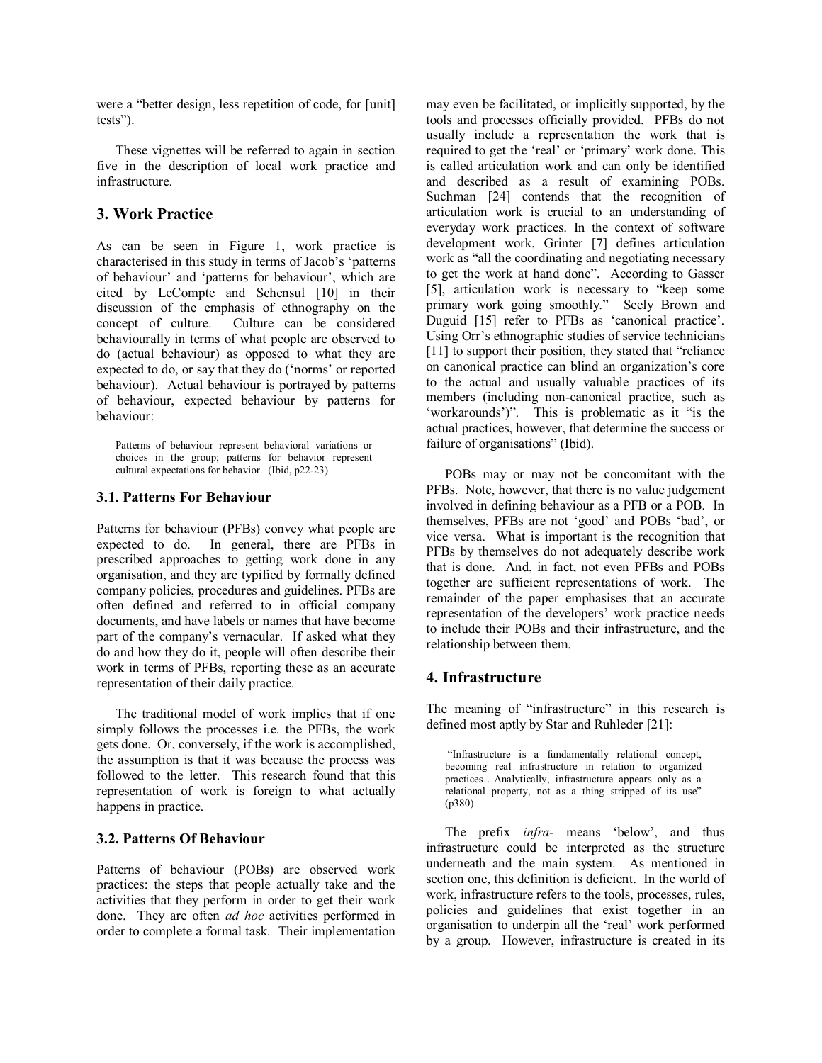were a "better design, less repetition of code, for [unit] tests").

These vignettes will be referred to again in section five in the description of local work practice and infrastructure.

## 3. Work Practice

As can be seen in Figure 1, work practice is characterised in this study in terms of Jacob's 'patterns of behaviour' and 'patterns for behaviour', which are cited by LeCompte and Schensul [10] in their discussion of the emphasis of ethnography on the concept of culture. Culture can be considered behaviourally in terms of what people are observed to do (actual behaviour) as opposed to what they are expected to do, or say that they do ('norms' or reported behaviour). Actual behaviour is portrayed by patterns of behaviour, expected behaviour by patterns for behaviour:

> Patterns of behaviour represent behavioral variations or choices in the group; patterns for behavior represent cultural expectations for behavior. (Ibid, p22-23)

### 3.1. Patterns For Behaviour

Patterns for behaviour (PFBs) convey what people are expected to do. In general, there are PFBs in prescribed approaches to getting work done in any organisation, and they are typified by formally defined company policies, procedures and guidelines. PFBs are often defined and referred to in official company documents, and have labels or names that have become part of the company's vernacular. If asked what they do and how they do it, people will often describe their work in terms of PFBs, reporting these as an accurate representation of their daily practice.

The traditional model of work implies that if one simply follows the processes i.e. the PFBs, the work gets done. Or, conversely, if the work is accomplished, the assumption is that it was because the process was followed to the letter. This research found that this representation of work is foreign to what actually happens in practice.

### 3.2. Patterns Of Behaviour

Patterns of behaviour (POBs) are observed work practices: the steps that people actually take and the activities that they perform in order to get their work done. They are often *ad hoc* activities performed in order to complete a formal task. Their implementation may even be facilitated, or implicitly supported, by the tools and processes officially provided. PFBs do not usually include a representation the work that is required to get the 'real' or 'primary' work done. This is called articulation work and can only be identified and described as a result of examining POBs. Suchman [24] contends that the recognition of articulation work is crucial to an understanding of everyday work practices. In the context of software development work, Grinter [7] defines articulation work as "all the coordinating and negotiating necessary to get the work at hand done". According to Gasser [5], articulation work is necessary to "keep some primary work going smoothly." Seely Brown and Duguid [15] refer to PFBs as 'canonical practice'. Using Orr's ethnographic studies of service technicians [11] to support their position, they stated that "reliance on canonical practice can blind an organization's core to the actual and usually valuable practices of its members (including non-canonical practice, such as 'workarounds')". This is problematic as it "is the actual practices, however, that determine the success or failure of organisations" (Ibid).

POBs may or may not be concomitant with the PFBs. Note, however, that there is no value judgement involved in defining behaviour as a PFB or a POB. In themselves, PFBs are not 'good' and POBs 'bad', or vice versa. What is important is the recognition that PFBs by themselves do not adequately describe work that is done. And, in fact, not even PFBs and POBs together are sufficient representations of work. The remainder of the paper emphasises that an accurate representation of the developers' work practice needs to include their POBs and their infrastructure, and the relationship between them.

## 4. Infrastructure

The meaning of "infrastructure" in this research is defined most aptly by Star and Ruhleder [21]:

> "Infrastructure is a fundamentally relational concept, becoming real infrastructure in relation to organized practices…Analytically, infrastructure appears only as a relational property, not as a thing stripped of its use" (p380)

The prefix *infra-* means 'below', and thus infrastructure could be interpreted as the structure underneath and the main system. As mentioned in section one, this definition is deficient. In the world of work, infrastructure refers to the tools, processes, rules, policies and guidelines that exist together in an organisation to underpin all the 'real' work performed by a group. However, infrastructure is created in its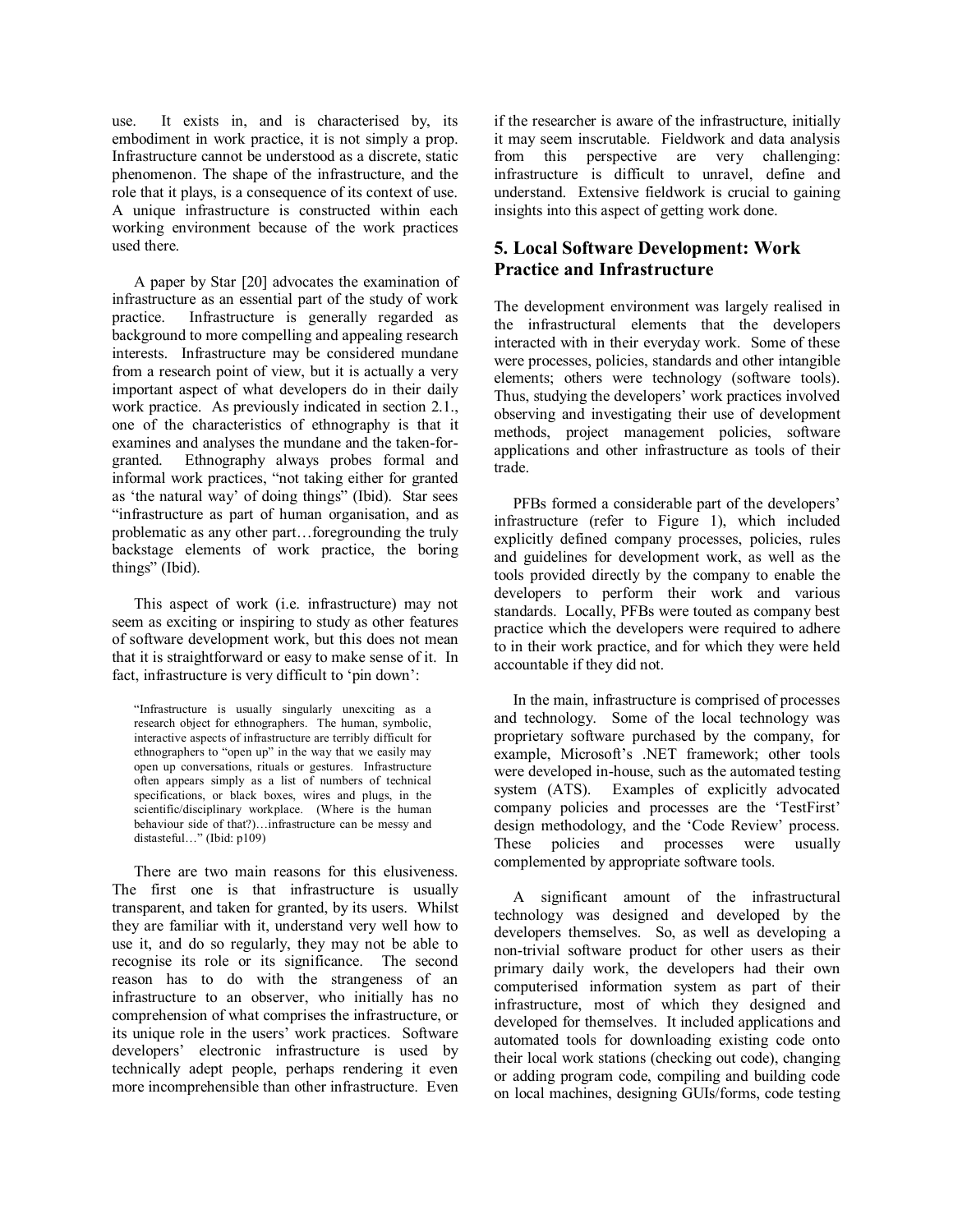use. It exists in, and is characterised by, its embodiment in work practice, it is not simply a prop. Infrastructure cannot be understood as a discrete, static phenomenon. The shape of the infrastructure, and the role that it plays, is a consequence of its context of use. A unique infrastructure is constructed within each working environment because of the work practices used there.

A paper by Star [20] advocates the examination of infrastructure as an essential part of the study of work practice. Infrastructure is generally regarded as background to more compelling and appealing research interests. Infrastructure may be considered mundane from a research point of view, but it is actually a very important aspect of what developers do in their daily work practice. As previously indicated in section 2.1., one of the characteristics of ethnography is that it examines and analyses the mundane and the taken-for-granted. Ethnography always probes formal and informal work practices, "not taking either for granted as 'the natural way' of doing things" (Ibid). Star sees "infrastructure as part of human organisation, and as problematic as any other part…foregrounding the truly backstage elements of work practice, the boring things" (Ibid).

This aspect of work (i.e. infrastructure) may not seem as exciting or inspiring to study as other features of software development work, but this does not mean that it is straightforward or easy to make sense of it. In fact, infrastructure is very difficult to 'pin down':

> "Infrastructure is usually singularly unexciting as a research object for ethnographers. The human, symbolic, interactive aspects of infrastructure are terribly difficult for ethnographers to "open up" in the way that we easily may open up conversations, rituals or gestures. Infrastructure often appears simply as a list of numbers of technical specifications, or black boxes, wires and plugs, in the scientific/disciplinary workplace. (Where is the human behaviour side of that?)…infrastructure can be messy and distasteful…" (Ibid: p109)

There are two main reasons for this elusiveness. The first one is that infrastructure is usually transparent, and taken for granted, by its users. Whilst they are familiar with it, understand very well how to use it, and do so regularly, they may not be able to recognise its role or its significance. The second reason has to do with the strangeness of an infrastructure to an observer, who initially has no comprehension of what comprises the infrastructure, or its unique role in the users' work practices. Software developers' electronic infrastructure is used by technically adept people, perhaps rendering it even more incomprehensible than other infrastructure. Even if the researcher is aware of the infrastructure, initially it may seem inscrutable. Fieldwork and data analysis from this perspective are very challenging: infrastructure is difficult to unravel, define and understand. Extensive fieldwork is crucial to gaining insights into this aspect of getting work done.

## 5. Local Software Development: Work Practice and Infrastructure

The development environment was largely realised in the infrastructural elements that the developers interacted with in their everyday work. Some of these were processes, policies, standards and other intangible elements; others were technology (software tools). Thus, studying the developers' work practices involved observing and investigating their use of development methods, project management policies, software applications and other infrastructure as tools of their trade.

PFBs formed a considerable part of the developers' infrastructure (refer to Figure 1), which included explicitly defined company processes, policies, rules and guidelines for development work, as well as the tools provided directly by the company to enable the developers to perform their work and various standards. Locally, PFBs were touted as company best practice which the developers were required to adhere to in their work practice, and for which they were held accountable if they did not.

In the main, infrastructure is comprised of processes and technology. Some of the local technology was proprietary software purchased by the company, for example, Microsoft's .NET framework; other tools were developed in-house, such as the automated testing system (ATS). Examples of explicitly advocated company policies and processes are the 'TestFirst' design methodology, and the 'Code Review' process. These policies and processes were usually complemented by appropriate software tools.

A significant amount of the infrastructural technology was designed and developed by the developers themselves. So, as well as developing a non-trivial software product for other users as their primary daily work, the developers had their own computerised information system as part of their infrastructure, most of which they designed and developed for themselves. It included applications and automated tools for downloading existing code onto their local work stations (checking out code), changing or adding program code, compiling and building code on local machines, designing GUIs/forms, code testing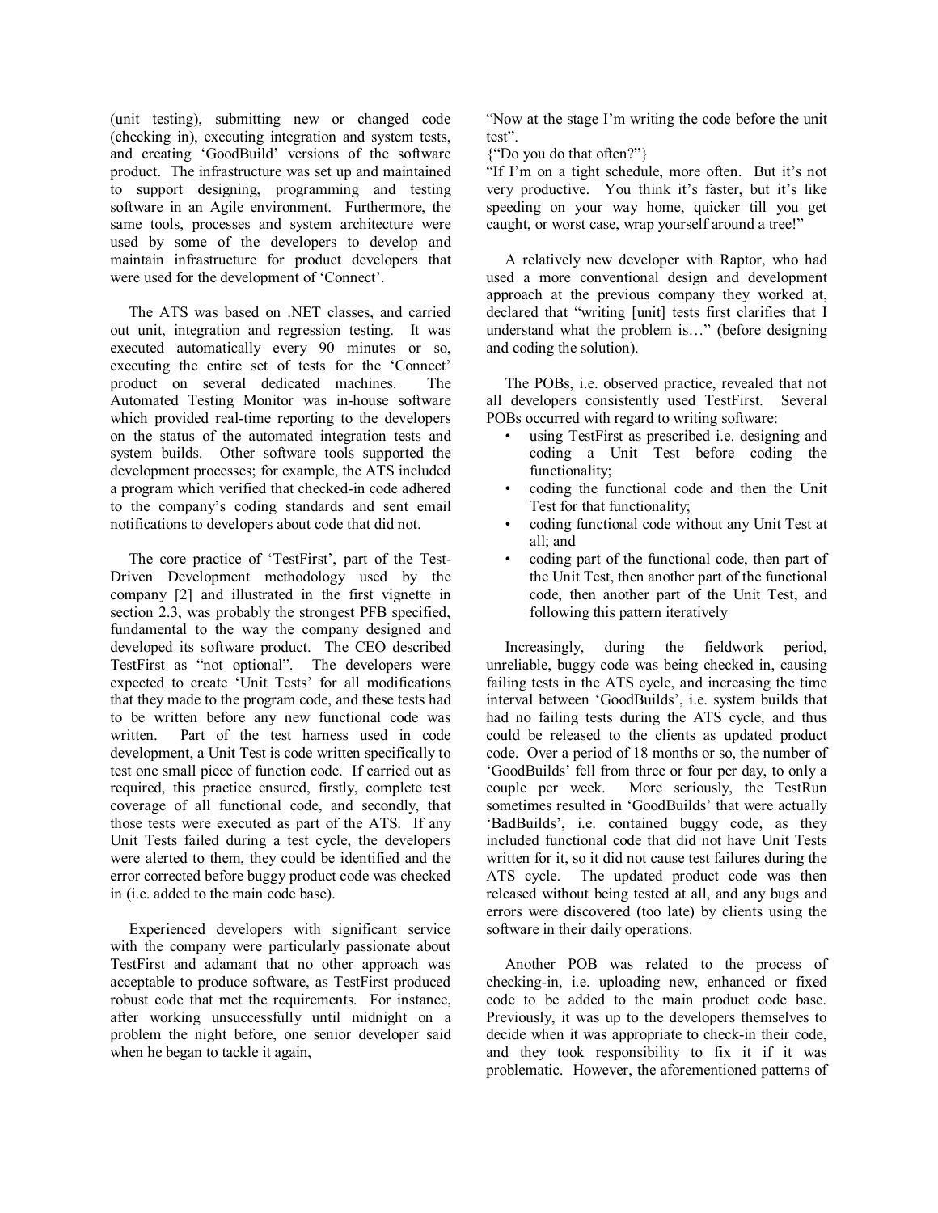(unit testing), submitting new or changed code (checking in), executing integration and system tests, and creating 'GoodBuild' versions of the software product. The infrastructure was set up and maintained to support designing, programming and testing software in an Agile environment. Furthermore, the same tools, processes and system architecture were used by some of the developers to develop and maintain infrastructure for product developers that were used for the development of 'Connect'.

The ATS was based on .NET classes, and carried out unit, integration and regression testing. It was executed automatically every 90 minutes or so, executing the entire set of tests for the 'Connect' product on several dedicated machines. The Automated Testing Monitor was in-house software which provided real-time reporting to the developers on the status of the automated integration tests and system builds. Other software tools supported the development processes; for example, the ATS included a program which verified that checked-in code adhered to the company's coding standards and sent email notifications to developers about code that did not.

The core practice of 'TestFirst', part of the Test-Driven Development methodology used by the company [2] and illustrated in the first vignette in section 2.3, was probably the strongest PFB specified, fundamental to the way the company designed and developed its software product. The CEO described TestFirst as "not optional". The developers were expected to create 'Unit Tests' for all modifications that they made to the program code, and these tests had to be written before any new functional code was written. Part of the test harness used in code development, a Unit Test is code written specifically to test one small piece of function code. If carried out as required, this practice ensured, firstly, complete test coverage of all functional code, and secondly, that those tests were executed as part of the ATS. If any Unit Tests failed during a test cycle, the developers were alerted to them, they could be identified and the error corrected before buggy product code was checked in (i.e. added to the main code base).

Experienced developers with significant service with the company were particularly passionate about TestFirst and adamant that no other approach was acceptable to produce software, as TestFirst produced robust code that met the requirements. For instance, after working unsuccessfully until midnight on a problem the night before, one senior developer said when he began to tackle it again,

"Now at the stage I'm writing the code before the unit test".

{"Do you do that often?"}

"If I'm on a tight schedule, more often. But it's not very productive. You think it's faster, but it's like speeding on your way home, quicker till you get caught, or worst case, wrap yourself around a tree!"

A relatively new developer with Raptor, who had used a more conventional design and development approach at the previous company they worked at, declared that "writing [unit] tests first clarifies that I understand what the problem is…" (before designing and coding the solution).

The POBs, i.e. observed practice, revealed that not all developers consistently used TestFirst. Several POBs occurred with regard to writing software:

- using TestFirst as prescribed i.e. designing and coding a Unit Test before coding the functionality;
- coding the functional code and then the Unit Test for that functionality;
- coding functional code without any Unit Test at all; and
- coding part of the functional code, then part of the Unit Test, then another part of the functional code, then another part of the Unit Test, and following this pattern iteratively

Increasingly, during the fieldwork period, unreliable, buggy code was being checked in, causing failing tests in the ATS cycle, and increasing the time interval between 'GoodBuilds', i.e. system builds that had no failing tests during the ATS cycle, and thus could be released to the clients as updated product code. Over a period of 18 months or so, the number of 'GoodBuilds' fell from three or four per day, to only a couple per week. More seriously, the TestRun sometimes resulted in 'GoodBuilds' that were actually 'BadBuilds', i.e. contained buggy code, as they included functional code that did not have Unit Tests written for it, so it did not cause test failures during the ATS cycle. The updated product code was then released without being tested at all, and any bugs and errors were discovered (too late) by clients using the software in their daily operations.

Another POB was related to the process of checking-in, i.e. uploading new, enhanced or fixed code to be added to the main product code base. Previously, it was up to the developers themselves to decide when it was appropriate to check-in their code, and they took responsibility to fix it if it was problematic. However, the aforementioned patterns of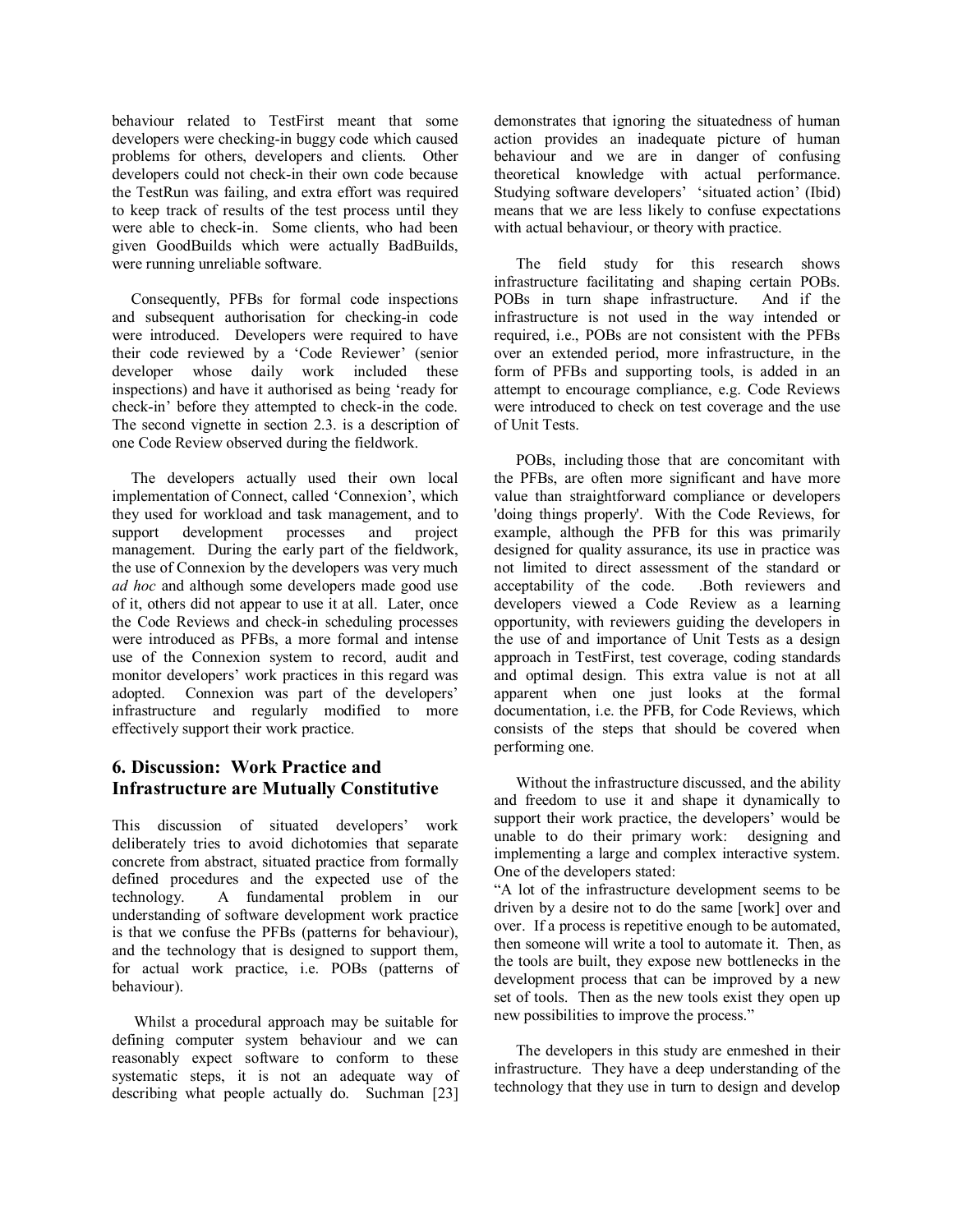behaviour related to TestFirst meant that some developers were checking-in buggy code which caused problems for others, developers and clients. Other developers could not check-in their own code because the TestRun was failing, and extra effort was required to keep track of results of the test process until they were able to check-in. Some clients, who had been given GoodBuilds which were actually BadBuilds, were running unreliable software.

Consequently, PFBs for formal code inspections and subsequent authorisation for checking-in code were introduced. Developers were required to have their code reviewed by a 'Code Reviewer' (senior developer whose daily work included these inspections) and have it authorised as being 'ready for check-in' before they attempted to check-in the code. The second vignette in section 2.3. is a description of one Code Review observed during the fieldwork.

The developers actually used their own local implementation of Connect, called 'Connexion', which they used for workload and task management, and to support development processes and project management. During the early part of the fieldwork, the use of Connexion by the developers was very much *ad hoc* and although some developers made good use of it, others did not appear to use it at all. Later, once the Code Reviews and check-in scheduling processes were introduced as PFBs, a more formal and intense use of the Connexion system to record, audit and monitor developers' work practices in this regard was adopted. Connexion was part of the developers' infrastructure and regularly modified to more effectively support their work practice.

## 6. Discussion: Work Practice and Infrastructure are Mutually Constitutive

This discussion of situated developers' work deliberately tries to avoid dichotomies that separate concrete from abstract, situated practice from formally defined procedures and the expected use of the technology. A fundamental problem in our understanding of software development work practice is that we confuse the PFBs (patterns for behaviour), and the technology that is designed to support them, for actual work practice, i.e. POBs (patterns of behaviour).

Whilst a procedural approach may be suitable for defining computer system behaviour and we can reasonably expect software to conform to these systematic steps, it is not an adequate way of describing what people actually do. Suchman [23] demonstrates that ignoring the situatedness of human action provides an inadequate picture of human behaviour and we are in danger of confusing theoretical knowledge with actual performance. Studying software developers' 'situated action' (Ibid) means that we are less likely to confuse expectations with actual behaviour, or theory with practice.

The field study for this research shows infrastructure facilitating and shaping certain POBs. POBs in turn shape infrastructure. And if the infrastructure is not used in the way intended or required, i.e., POBs are not consistent with the PFBs over an extended period, more infrastructure, in the form of PFBs and supporting tools, is added in an attempt to encourage compliance, e.g. Code Reviews were introduced to check on test coverage and the use of Unit Tests.

POBs, including those that are concomitant with the PFBs, are often more significant and have more value than straightforward compliance or developers 'doing things properly'. With the Code Reviews, for example, although the PFB for this was primarily designed for quality assurance, its use in practice was not limited to direct assessment of the standard or acceptability of the code. .Both reviewers and developers viewed a Code Review as a learning opportunity, with reviewers guiding the developers in the use of and importance of Unit Tests as a design approach in TestFirst, test coverage, coding standards and optimal design. This extra value is not at all apparent when one just looks at the formal documentation, i.e. the PFB, for Code Reviews, which consists of the steps that should be covered when performing one.

Without the infrastructure discussed, and the ability and freedom to use it and shape it dynamically to support their work practice, the developers' would be unable to do their primary work: designing and implementing a large and complex interactive system. One of the developers stated:

"A lot of the infrastructure development seems to be driven by a desire not to do the same [work] over and over. If a process is repetitive enough to be automated, then someone will write a tool to automate it. Then, as the tools are built, they expose new bottlenecks in the development process that can be improved by a new set of tools. Then as the new tools exist they open up new possibilities to improve the process."

The developers in this study are enmeshed in their infrastructure. They have a deep understanding of the technology that they use in turn to design and develop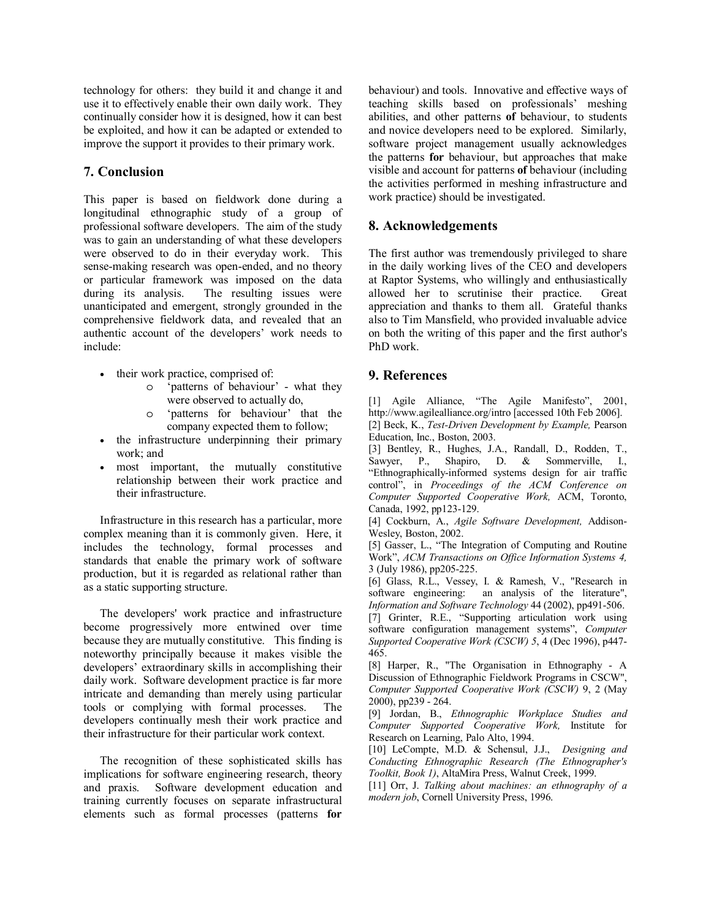technology for others: they build it and change it and use it to effectively enable their own daily work. They continually consider how it is designed, how it can best be exploited, and how it can be adapted or extended to improve the support it provides to their primary work.

## 7. Conclusion

This paper is based on fieldwork done during a longitudinal ethnographic study of a group of professional software developers. The aim of the study was to gain an understanding of what these developers were observed to do in their everyday work. This sense-making research was open-ended, and no theory or particular framework was imposed on the data during its analysis. The resulting issues were unanticipated and emergent, strongly grounded in the comprehensive fieldwork data, and revealed that an authentic account of the developers' work needs to include:

- their work practice, comprised of:
  - 'patterns of behaviour' - what they were observed to actually do,
  - 'patterns for behaviour' that the company expected them to follow;
- the infrastructure underpinning their primary work; and
- most important, the mutually constitutive relationship between their work practice and their infrastructure.

Infrastructure in this research has a particular, more complex meaning than it is commonly given. Here, it includes the technology, formal processes and standards that enable the primary work of software production, but it is regarded as relational rather than as a static supporting structure.

The developers' work practice and infrastructure become progressively more entwined over time because they are mutually constitutive. This finding is noteworthy principally because it makes visible the developers' extraordinary skills in accomplishing their daily work. Software development practice is far more intricate and demanding than merely using particular tools or complying with formal processes. The developers continually mesh their work practice and their infrastructure for their particular work context.

The recognition of these sophisticated skills has implications for software engineering research, theory and praxis. Software development education and training currently focuses on separate infrastructural elements such as formal processes (patterns **for** behaviour) and tools. Innovative and effective ways of teaching skills based on professionals' meshing abilities, and other patterns **of** behaviour, to students and novice developers need to be explored. Similarly, software project management usually acknowledges the patterns **for** behaviour, but approaches that make visible and account for patterns **of** behaviour (including the activities performed in meshing infrastructure and work practice) should be investigated.

## 8. Acknowledgements

The first author was tremendously privileged to share in the daily working lives of the CEO and developers at Raptor Systems, who willingly and enthusiastically allowed her to scrutinise their practice. Great appreciation and thanks to them all. Grateful thanks also to Tim Mansfield, who provided invaluable advice on both the writing of this paper and the first author's PhD work.

## 9. References

[1] Agile Alliance, "The Agile Manifesto", 2001, http://www.agilealliance.org/intro [accessed 10th Feb 2006].

[2] Beck, K., *Test-Driven Development by Example,* Pearson Education, Inc., Boston, 2003.

[3] Bentley, R., Hughes, J.A., Randall, D., Rodden, T., Sawyer, P., Shapiro, D. & Sommerville, I., "Ethnographically-informed systems design for air traffic control", in *Proceedings of the ACM Conference on Computer Supported Cooperative Work,* ACM, Toronto, Canada, 1992, pp123-129.

[4] Cockburn, A., *Agile Software Development,* Addison-Wesley, Boston, 2002.

[5] Gasser, L., "The Integration of Computing and Routine Work", *ACM Transactions on Office Information Systems 4,* 3 (July 1986), pp205-225.

[6] Glass, R.L., Vessey, I. & Ramesh, V., "Research in software engineering: an analysis of the literature", *Information and Software Technology* 44 (2002), pp491-506.

[7] Grinter, R.E., "Supporting articulation work using software configuration management systems", *Computer Supported Cooperative Work (CSCW) 5*, 4 (Dec 1996), p447-465.

[8] Harper, R., "The Organisation in Ethnography - A Discussion of Ethnographic Fieldwork Programs in CSCW", *Computer Supported Cooperative Work (CSCW)* 9, 2 (May 2000), pp239 - 264.

[9] Jordan, B., *Ethnographic Workplace Studies and Computer Supported Cooperative Work,* Institute for Research on Learning, Palo Alto, 1994.

[10] LeCompte, M.D. & Schensul, J.J., *Designing and Conducting Ethnographic Research (The Ethnographer's Toolkit, Book 1)*, AltaMira Press, Walnut Creek, 1999.

[11] Orr, J. *Talking about machines: an ethnography of a modern job*, Cornell University Press, 1996.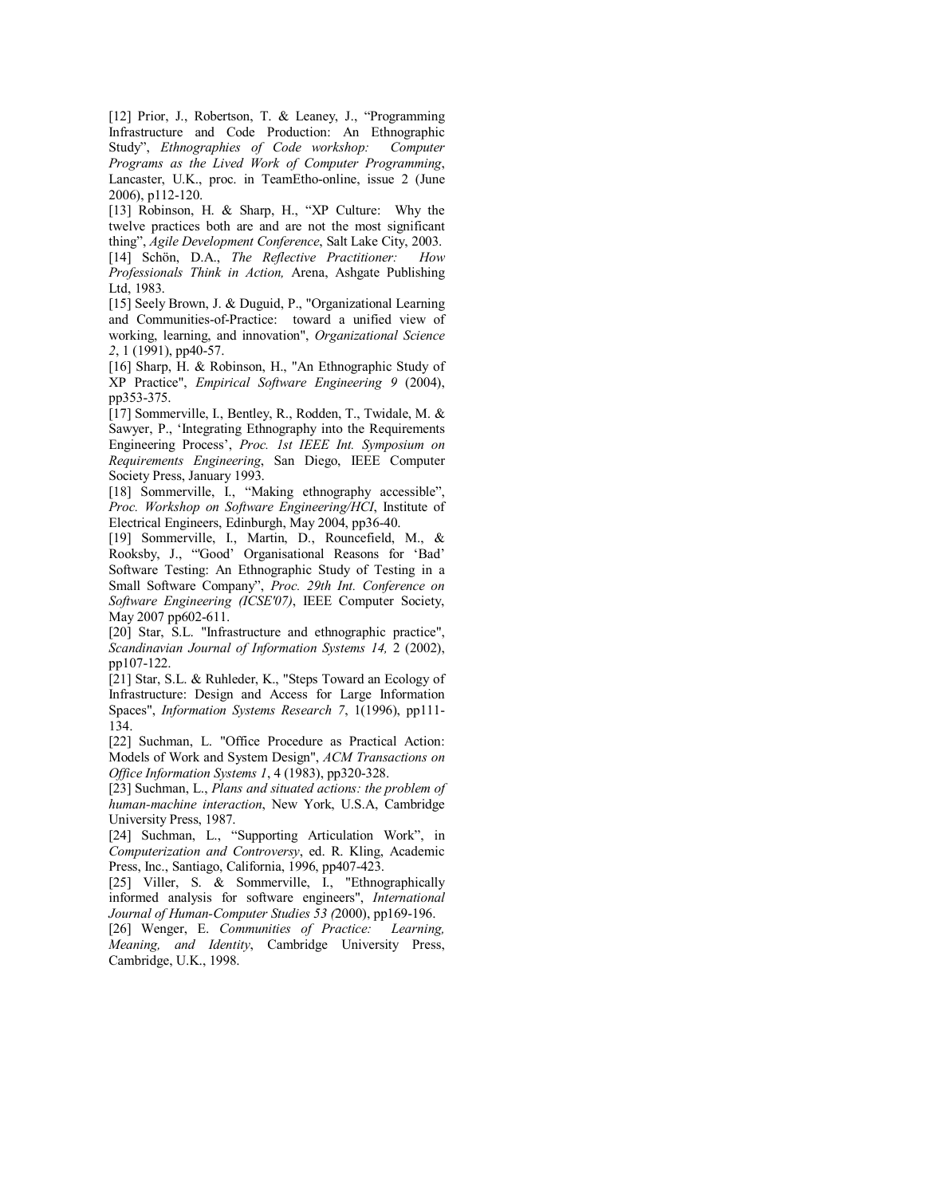[12] Prior, J., Robertson, T. & Leaney, J., "Programming Infrastructure and Code Production: An Ethnographic Study", *Ethnographies of Code workshop: Computer Programs as the Lived Work of Computer Programming*, Lancaster, U.K., proc. in TeamEtho-online, issue 2 (June 2006), p112-120.

[13] Robinson, H. & Sharp, H., "XP Culture: Why the twelve practices both are and are not the most significant thing", *Agile Development Conference*, Salt Lake City, 2003.

[14] Schön, D.A., *The Reflective Practitioner: How Professionals Think in Action,* Arena, Ashgate Publishing Ltd, 1983.

[15] Seely Brown, J. & Duguid, P., "Organizational Learning and Communities-of-Practice: toward a unified view of working, learning, and innovation", *Organizational Science 2*, 1 (1991), pp40-57.

[16] Sharp, H. & Robinson, H., "An Ethnographic Study of XP Practice", *Empirical Software Engineering 9* (2004), pp353-375.

[17] Sommerville, I., Bentley, R., Rodden, T., Twidale, M. & Sawyer, P., 'Integrating Ethnography into the Requirements Engineering Process', *Proc. 1st IEEE Int. Symposium on Requirements Engineering*, San Diego, IEEE Computer Society Press, January 1993.

[18] Sommerville, I., "Making ethnography accessible", *Proc. Workshop on Software Engineering/HCI*, Institute of Electrical Engineers, Edinburgh, May 2004, pp36-40.

[19] Sommerville, I., Martin, D., Rouncefield, M., & Rooksby, J., "'Good' Organisational Reasons for 'Bad' Software Testing: An Ethnographic Study of Testing in a Small Software Company", *Proc. 29th Int. Conference on Software Engineering (ICSE'07)*, IEEE Computer Society, May 2007 pp602-611.

[20] Star, S.L. "Infrastructure and ethnographic practice", *Scandinavian Journal of Information Systems 14,* 2 (2002), pp107-122.

[21] Star, S.L. & Ruhleder, K., "Steps Toward an Ecology of Infrastructure: Design and Access for Large Information Spaces", *Information Systems Research 7*, 1(1996), pp111-134.

[22] Suchman, L. "Office Procedure as Practical Action: Models of Work and System Design", *ACM Transactions on Office Information Systems 1*, 4 (1983), pp320-328.

[23] Suchman, L., *Plans and situated actions: the problem of human-machine interaction*, New York, U.S.A, Cambridge University Press, 1987.

[24] Suchman, L., "Supporting Articulation Work", in *Computerization and Controversy*, ed. R. Kling, Academic Press, Inc., Santiago, California, 1996, pp407-423.

[25] Viller, S. & Sommerville, I., "Ethnographically informed analysis for software engineers", *International Journal of Human-Computer Studies 53 (*2000), pp169-196.

[26] Wenger, E. *Communities of Practice: Learning, Meaning, and Identity*, Cambridge University Press, Cambridge, U.K., 1998.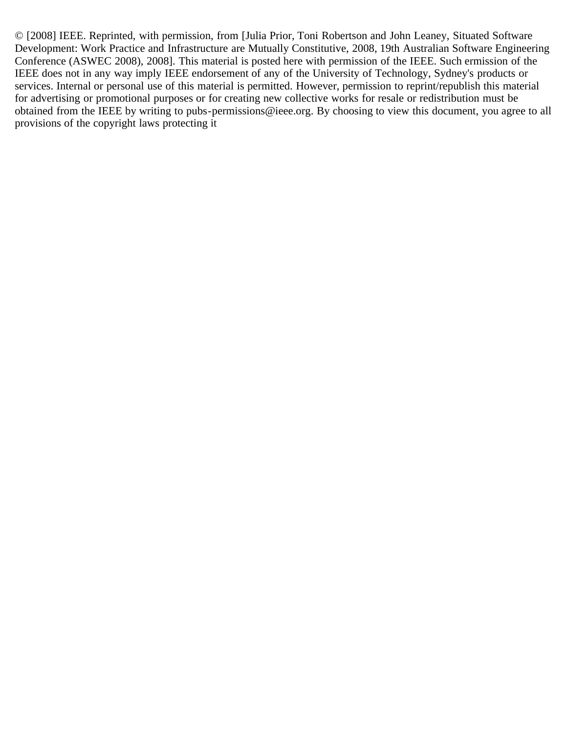© [2008] IEEE. Reprinted, with permission, from [Julia Prior, Toni Robertson and John Leaney, Situated Software Development: Work Practice and Infrastructure are Mutually Constitutive, 2008, 19th Australian Software Engineering Conference (ASWEC 2008), 2008]. This material is posted here with permission of the IEEE. Such ermission of the IEEE does not in any way imply IEEE endorsement of any of the University of Technology, Sydney's products or services. Internal or personal use of this material is permitted. However, permission to reprint/republish this material for advertising or promotional purposes or for creating new collective works for resale or redistribution must be obtained from the IEEE by writing to pubs-permissions@ieee.org. By choosing to view this document, you agree to all provisions of the copyright laws protecting it